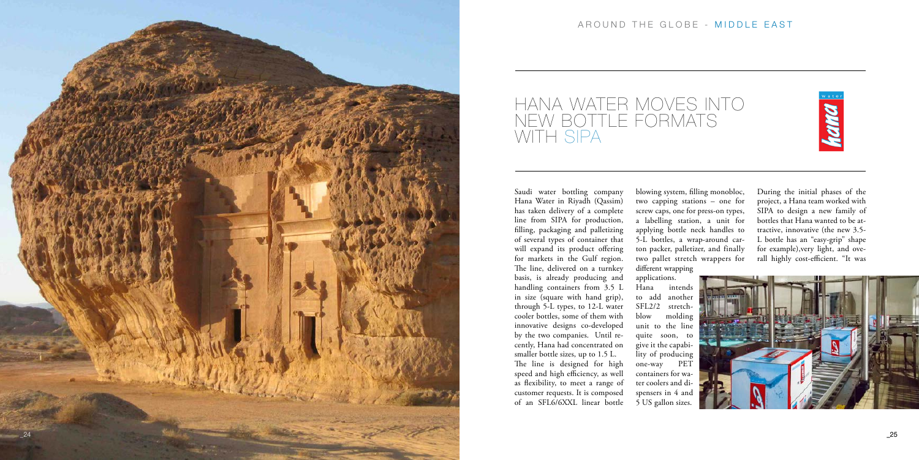AROUND THE GLOBE - MIDDLE EAST

# HANA WATER MOVES INTO NEW BOTTLE FORMATS WITH SIPA

Saudi water bottling company Hana Water in Riyadh (Qassim) has taken delivery of a complete line from SIPA for production, filling, packaging and palletizing of several types of container that will expand its product offering for markets in the Gulf region. The line, delivered on a turnkey basis, is already producing and handling containers from 3.5 L in size (square with hand grip), through 5-L types, to 12-L water cooler bottles, some of them with innovative designs co-developed by the two companies. Until recently, Hana had concentrated on smaller bottle sizes, up to 1.5 L.

The line is designed for high speed and high efficiency, as well as flexibility, to meet a range of customer requests. It is composed of an SFL6/6XXL linear bottle blowing system, filling monobloc, two capping stations – one for screw caps, one for press-on types, a labelling station, a unit for applying bottle neck handles to 5-L bottles, a wrap-around carton packer, palletizer, and finally two pallet stretch wrappers for different wrapping applications.

Hana intends to add another SFL2/2 stretch-blow molding unit to the line quite soon, to give it the capability of producing one-way PET containers for water coolers and dispensers in 4 and 5 US gallon sizes.

During the initial phases of the project, a Hana team worked with SIPA to design a new family of bottles that Hana wanted to be attractive, innovative (the new 3.5-L bottle has an "easy-grip" shape for example),very light, and overall highly cost-efficient. "It was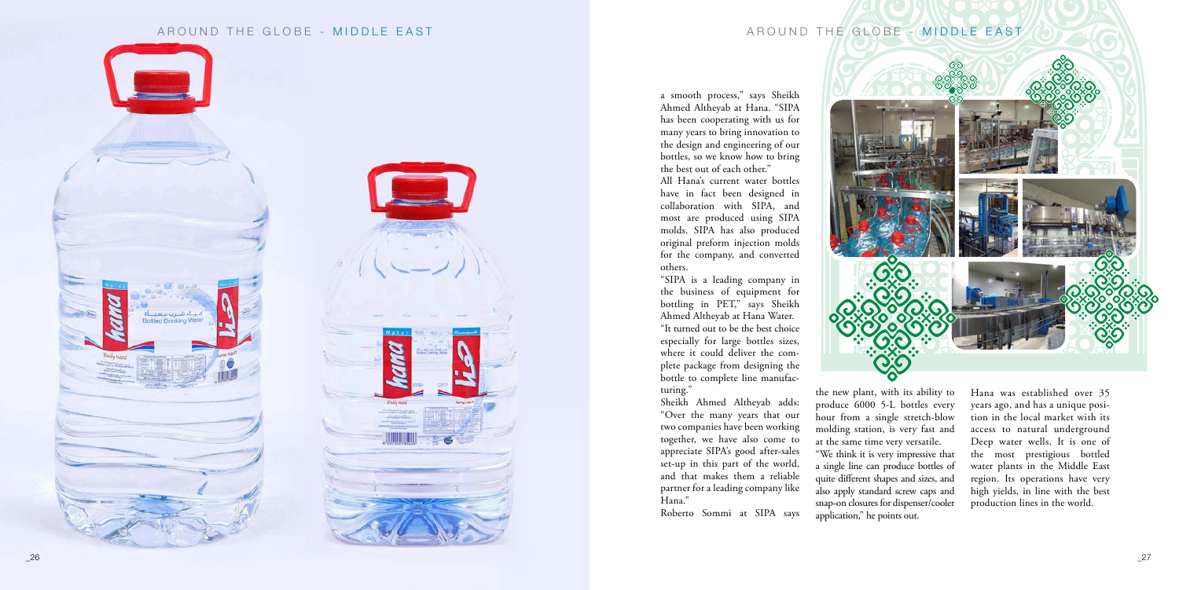a smooth process," says Sheikh Ahmed Altheyab at Hana. "SIPA has been cooperating with us for many years to bring innovation to the design and engineering of our bottles, so we know how to bring the best out of each other."

All Hana's current water bottles have in fact been designed in collaboration with SIPA, and most are produced using SIPA molds. SIPA has also produced original preform injection molds for the company, and converted others.

"SIPA is a leading company in the business of equipment for bottling in PET," says Sheikh Ahmed Altheyab at Hana Water. "It turned out to be the best choice especially for large bottles sizes, where it could deliver the complete package from designing the bottle to complete line manufacturing."

Sheikh Ahmed Altheyab adds: "Over the many years that our two companies have been working together, we have also come to appreciate SIPA's good after-sales set-up in this part of the world, and that makes them a reliable partner for a leading company like Hana."

Roberto Sommi at SIPA says the new plant, with its ability to produce 6000 5-L bottles every hour from a single stretch-blow molding station, is very fast and at the same time very versatile.

"We think it is very impressive that a single line can produce bottles of quite different shapes and sizes, and also apply standard screw caps and snap-on closures for dispenser/cooler application," he points out.

Hana was established over 35 years ago, and has a unique position in the local market with its access to natural underground Deep water wells. It is one of the most prestigious bottled water plants in the Middle East region. Its operations have very high yields, in line with the best production lines in the world.